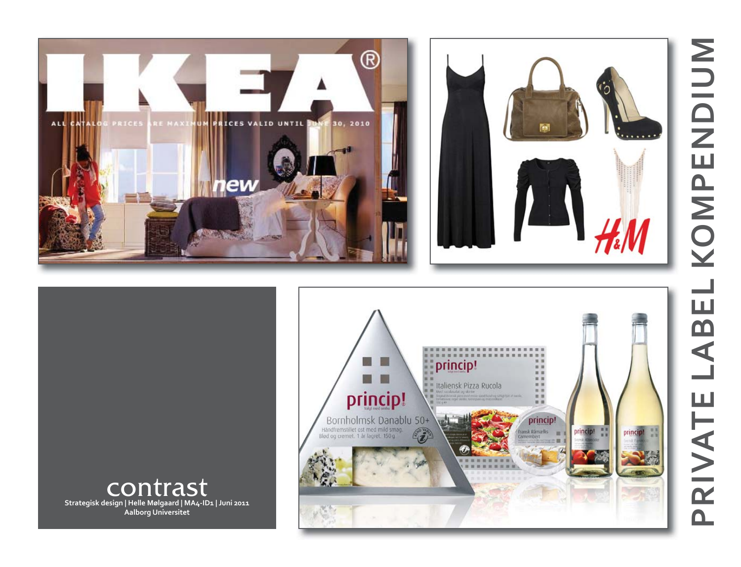# PRIVATE LABEL KOMPENDIUM

contrast

**Strategisk design | Helle Mølgaard | MA4-ID1 | Juni 2011**
**Aalborg Universitet**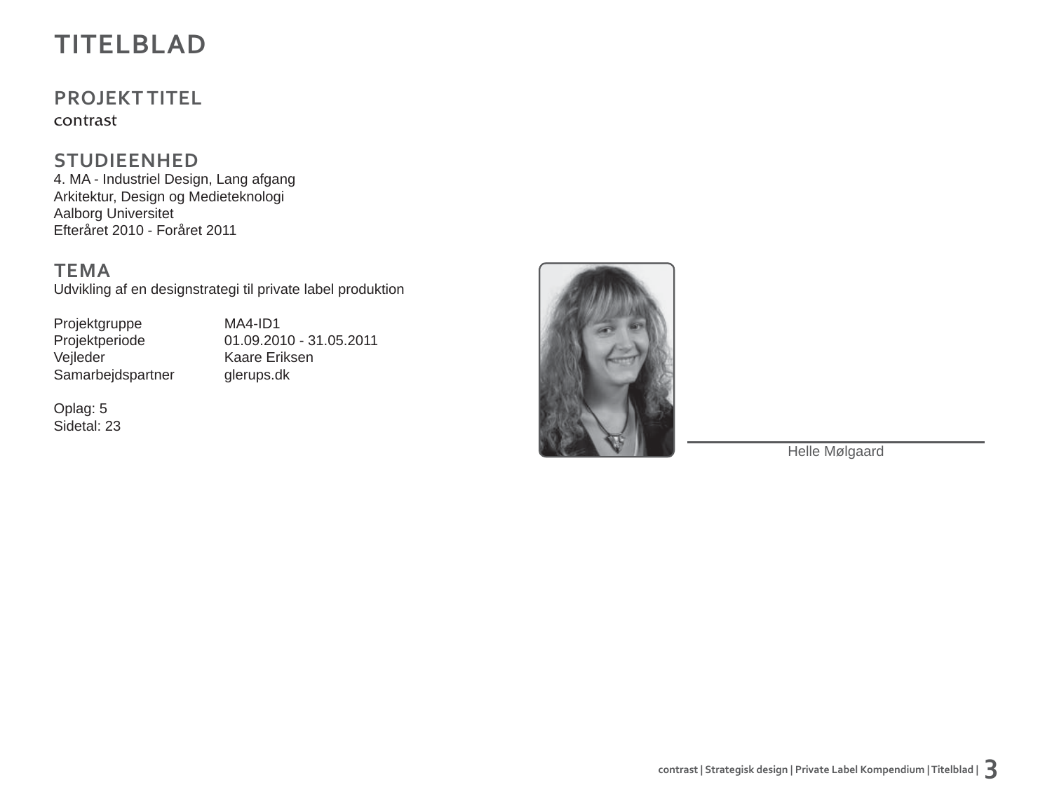# TITELBLAD

## PROJEKT TITEL

contrast

## STUDIEENHED

4. MA - Industriel Design, Lang afgang
Arkitektur, Design og Medieteknologi
Aalborg Universitet
Efteråret 2010 - Foråret 2011

## TEMA

Udvikling af en designstrategi til private label produktion

| | |
|---|---|
| Projektgruppe | MA4-ID1 |
| Projektperiode | 01.09.2010 - 31.05.2011 |
| Vejleder | Kaare Eriksen |
| Samarbejdspartner | glerups.dk |

Oplag: 5
Sidetal: 23

Helle Mølgaard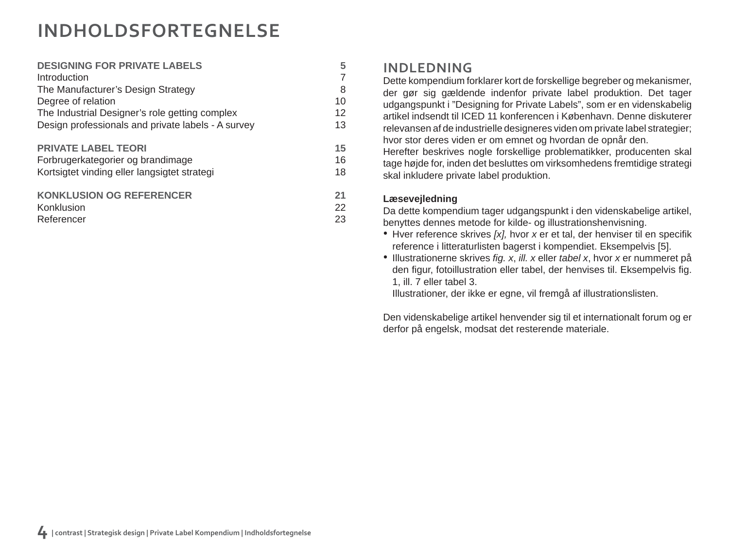# INDHOLDSFORTEGNELSE

| | |
|---|---|
| **DESIGNING FOR PRIVATE LABELS** | **5** |
| Introduction | 7 |
| The Manufacturer’s Design Strategy | 8 |
| Degree of relation | 10 |
| The Industrial Designer’s role getting complex | 12 |
| Design professionals and private labels - A survey | 13 |
| | |
| **PRIVATE LABEL TEORI** | **15** |
| Forbrugerkategorier og brandimage | 16 |
| Kortsigtet vinding eller langsigtet strategi | 18 |
| | |
| **KONKLUSION OG REFERENCER** | **21** |
| Konklusion | 22 |
| Referencer | 23 |

## INDLEDNING

Dette kompendium forklarer kort de forskellige begreber og mekanismer, der gør sig gældende indenfor private label produktion. Det tager udgangspunkt i ”Designing for Private Labels”, som er en videnskabelig artikel indsendt til ICED 11 konferencen i København. Denne diskuterer relevansen af de industrielle designeres viden om private label strategier; hvor stor deres viden er om emnet og hvordan de opnår den.
Herefter beskrives nogle forskellige problematikker, producenten skal tage højde for, inden det besluttes om virksomhedens fremtidige strategi skal inkludere private label produktion.

**Læsevejledning**
Da dette kompendium tager udgangspunkt i den videnskabelige artikel, benyttes dennes metode for kilde- og illustrationshenvisning.

- Hver reference skrives *[x],* hvor *x* er et tal, der henviser til en specifik reference i litteraturlisten bagerst i kompendiet. Eksempelvis [5].
- Illustrationerne skrives *fig. x*, *ill. x* eller *tabel x*, hvor *x* er nummeret på den figur, fotoillustration eller tabel, der henvises til. Eksempelvis fig. 1, ill. 7 eller tabel 3.
  Illustrationer, der ikke er egne, vil fremgå af illustrationslisten.

Den videnskabelige artikel henvender sig til et internationalt forum og er derfor på engelsk, modsat det resterende materiale.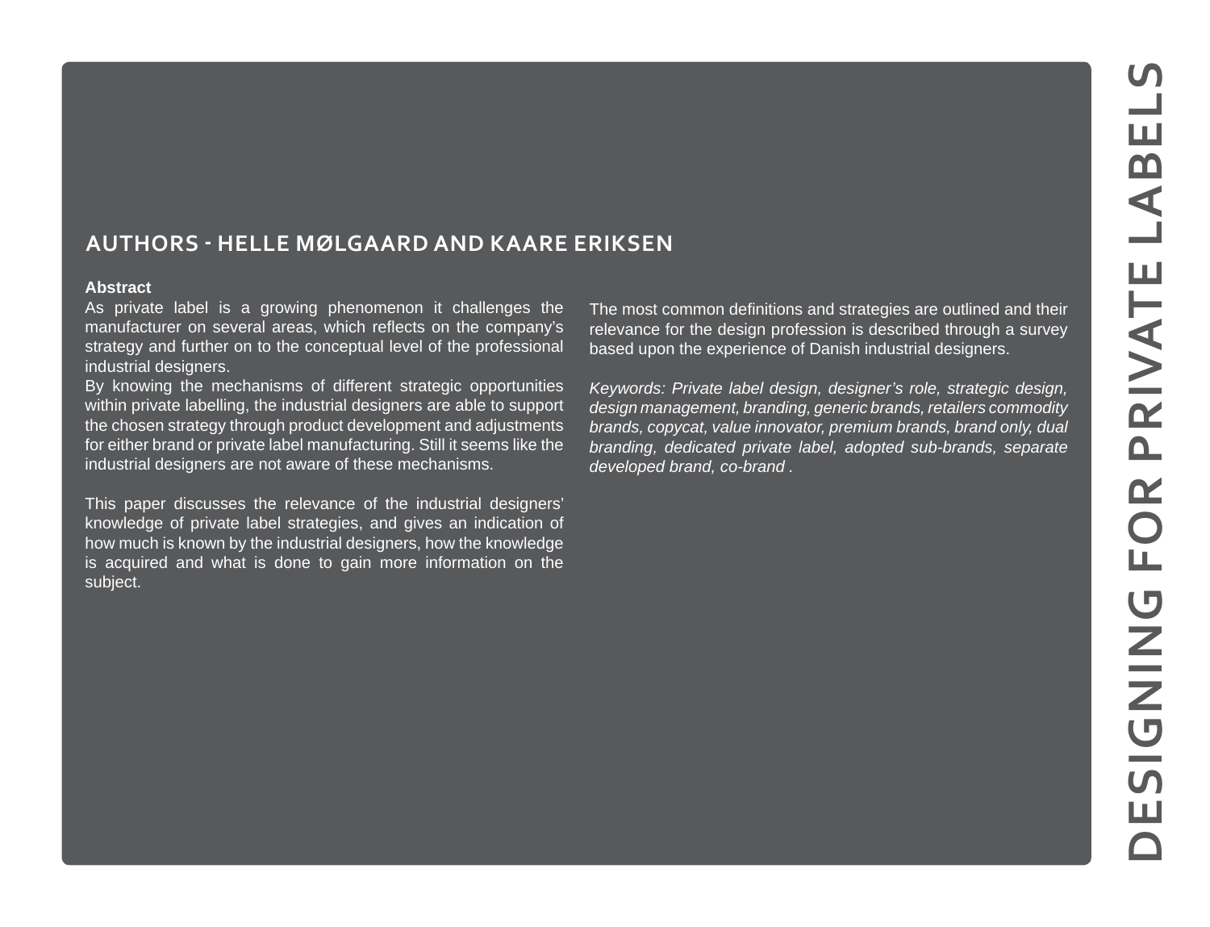# DESIGNING FOR PRIVATE LABELS

## AUTHORS - HELLE MØLGAARD AND KAARE ERIKSEN

**Abstract**

As private label is a growing phenomenon it challenges the manufacturer on several areas, which reflects on the company's strategy and further on to the conceptual level of the professional industrial designers.
By knowing the mechanisms of different strategic opportunities within private labelling, the industrial designers are able to support the chosen strategy through product development and adjustments for either brand or private label manufacturing. Still it seems like the industrial designers are not aware of these mechanisms.

This paper discusses the relevance of the industrial designers' knowledge of private label strategies, and gives an indication of how much is known by the industrial designers, how the knowledge is acquired and what is done to gain more information on the subject.

The most common definitions and strategies are outlined and their relevance for the design profession is described through a survey based upon the experience of Danish industrial designers.

*Keywords: Private label design, designer's role, strategic design, design management, branding, generic brands, retailers commodity brands, copycat, value innovator, premium brands, brand only, dual branding, dedicated private label, adopted sub-brands, separate developed brand, co-brand .*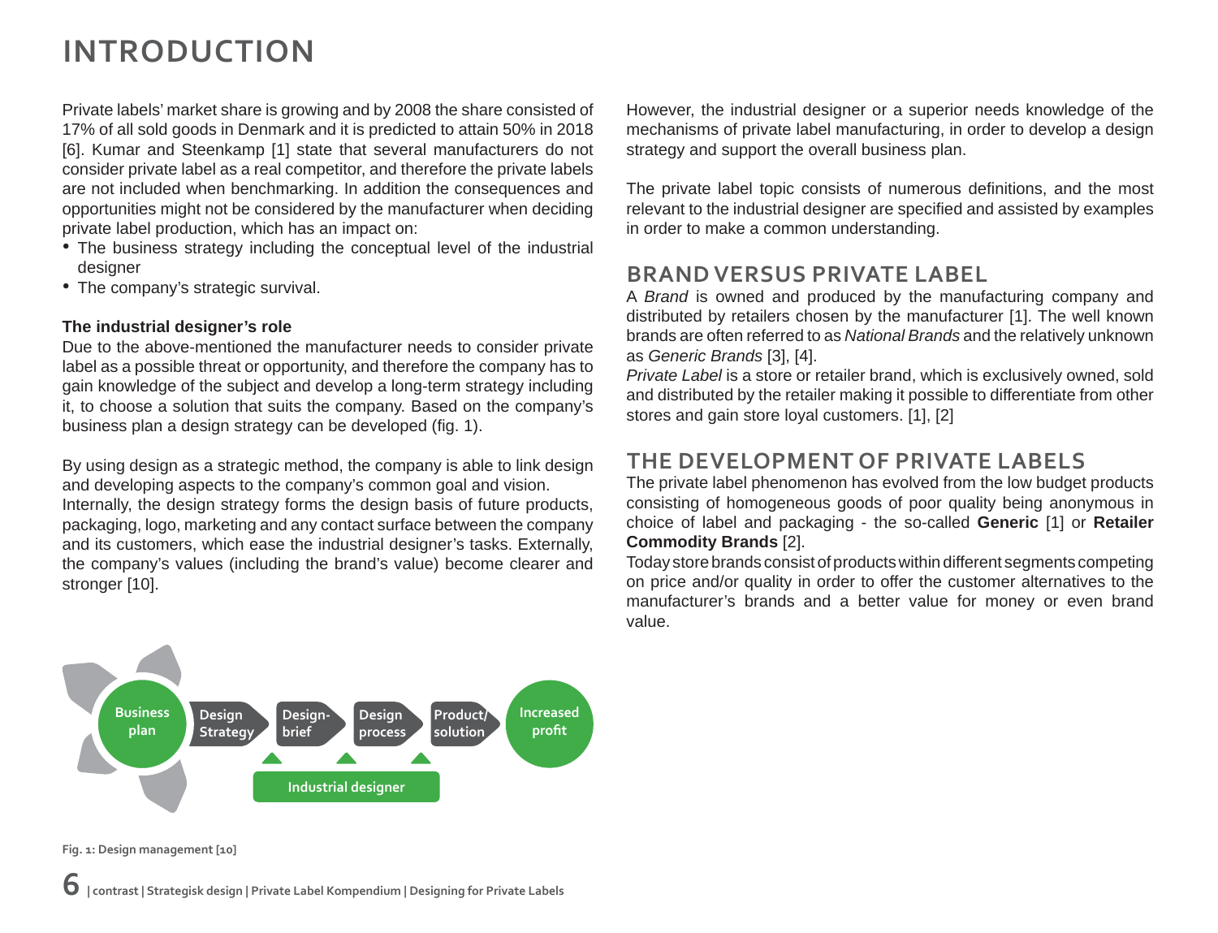# INTRODUCTION

Private labels' market share is growing and by 2008 the share consisted of 17% of all sold goods in Denmark and it is predicted to attain 50% in 2018 [6]. Kumar and Steenkamp [1] state that several manufacturers do not consider private label as a real competitor, and therefore the private labels are not included when benchmarking. In addition the consequences and opportunities might not be considered by the manufacturer when deciding private label production, which has an impact on:

- The business strategy including the conceptual level of the industrial designer
- The company's strategic survival.

**The industrial designer's role**

Due to the above-mentioned the manufacturer needs to consider private label as a possible threat or opportunity, and therefore the company has to gain knowledge of the subject and develop a long-term strategy including it, to choose a solution that suits the company. Based on the company's business plan a design strategy can be developed (fig. 1).

By using design as a strategic method, the company is able to link design and developing aspects to the company's common goal and vision. Internally, the design strategy forms the design basis of future products, packaging, logo, marketing and any contact surface between the company and its customers, which ease the industrial designer's tasks. Externally, the company's values (including the brand's value) become clearer and stronger [10].

Business plan → Design Strategy → Design-brief → Design process → Product/solution → Increased profit

Industrial designer

Fig. 1: Design management [10]

However, the industrial designer or a superior needs knowledge of the mechanisms of private label manufacturing, in order to develop a design strategy and support the overall business plan.

The private label topic consists of numerous definitions, and the most relevant to the industrial designer are specified and assisted by examples in order to make a common understanding.

## BRAND VERSUS PRIVATE LABEL

A *Brand* is owned and produced by the manufacturing company and distributed by retailers chosen by the manufacturer [1]. The well known brands are often referred to as *National Brands* and the relatively unknown as *Generic Brands* [3], [4].

*Private Label* is a store or retailer brand, which is exclusively owned, sold and distributed by the retailer making it possible to differentiate from other stores and gain store loyal customers. [1], [2]

## THE DEVELOPMENT OF PRIVATE LABELS

The private label phenomenon has evolved from the low budget products consisting of homogeneous goods of poor quality being anonymous in choice of label and packaging - the so-called **Generic** [1] or **Retailer Commodity Brands** [2].

Today store brands consist of products within different segments competing on price and/or quality in order to offer the customer alternatives to the manufacturer's brands and a better value for money or even brand value.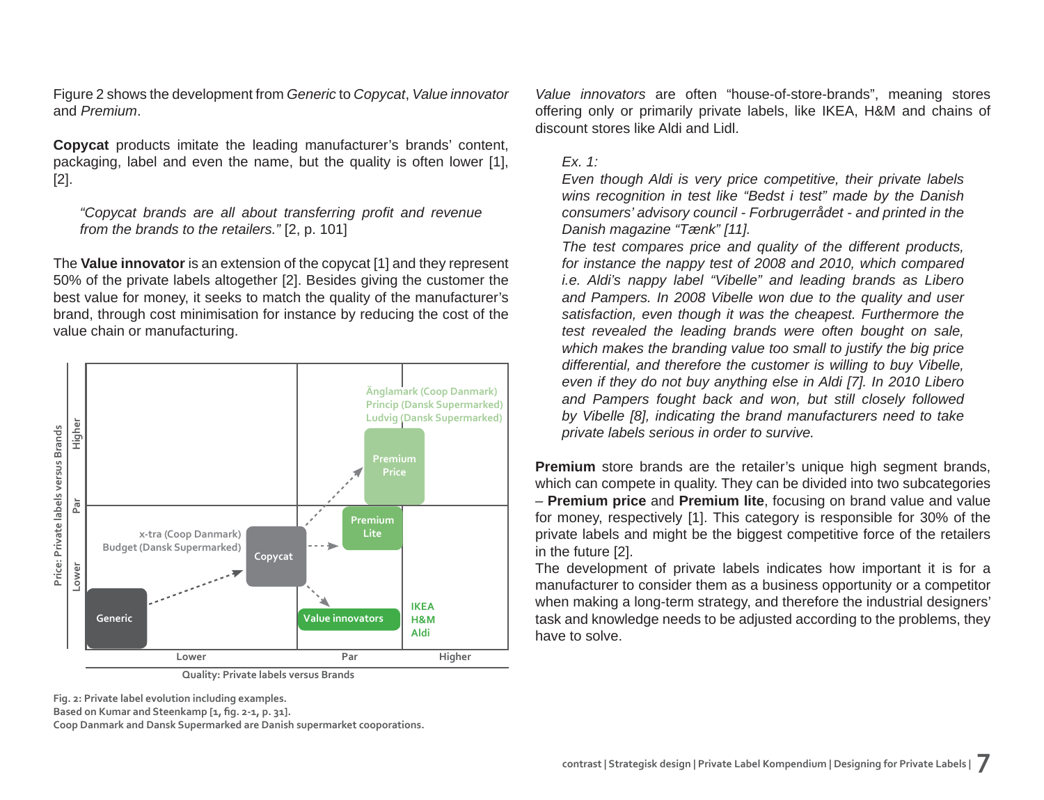Figure 2 shows the development from *Generic* to *Copycat*, *Value innovator* and *Premium*.

**Copycat** products imitate the leading manufacturer's brands' content, packaging, label and even the name, but the quality is often lower [1], [2].

> *"Copycat brands are all about transferring profit and revenue from the brands to the retailers."* [2, p. 101]

The **Value innovator** is an extension of the copycat [1] and they represent 50% of the private labels altogether [2]. Besides giving the customer the best value for money, it seeks to match the quality of the manufacturer's brand, through cost minimisation for instance by reducing the cost of the value chain or manufacturing.

Fig. 2: Private label evolution including examples.
Based on Kumar and Steenkamp [1, fig. 2-1, p. 31].
Coop Danmark and Dansk Supermarked are Danish supermarket cooporations.

*Value innovators* are often "house-of-store-brands", meaning stores offering only or primarily private labels, like IKEA, H&M and chains of discount stores like Aldi and Lidl.

> *Ex. 1:*
> *Even though Aldi is very price competitive, their private labels wins recognition in test like "Bedst i test" made by the Danish consumers' advisory council - Forbrugerrådet - and printed in the Danish magazine "Tænk" [11].*
> *The test compares price and quality of the different products, for instance the nappy test of 2008 and 2010, which compared i.e. Aldi's nappy label "Vibelle" and leading brands as Libero and Pampers. In 2008 Vibelle won due to the quality and user satisfaction, even though it was the cheapest. Furthermore the test revealed the leading brands were often bought on sale, which makes the branding value too small to justify the big price differential, and therefore the customer is willing to buy Vibelle, even if they do not buy anything else in Aldi [7]. In 2010 Libero and Pampers fought back and won, but still closely followed by Vibelle [8], indicating the brand manufacturers need to take private labels serious in order to survive.*

**Premium** store brands are the retailer's unique high segment brands, which can compete in quality. They can be divided into two subcategories – **Premium price** and **Premium lite**, focusing on brand value and value for money, respectively [1]. This category is responsible for 30% of the private labels and might be the biggest competitive force of the retailers in the future [2].
The development of private labels indicates how important it is for a manufacturer to consider them as a business opportunity or a competitor when making a long-term strategy, and therefore the industrial designers' task and knowledge needs to be adjusted according to the problems, they have to solve.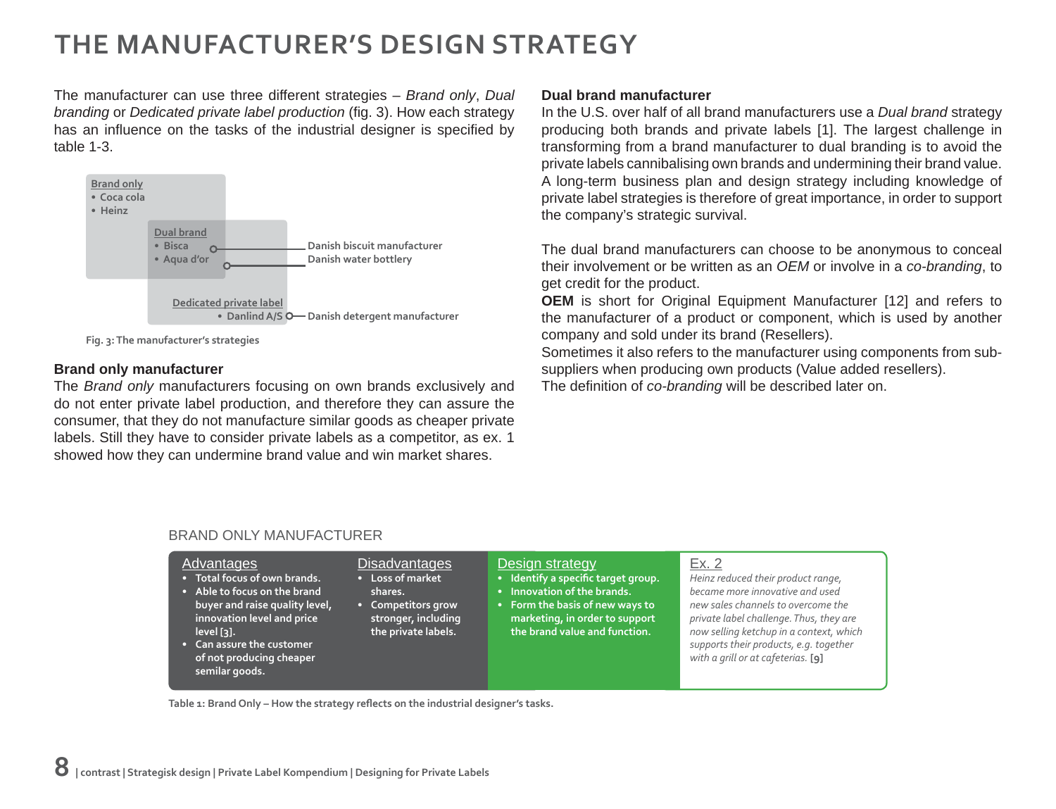# THE MANUFACTURER'S DESIGN STRATEGY

The manufacturer can use three different strategies – *Brand only*, *Dual branding* or *Dedicated private label production* (fig. 3). How each strategy has an influence on the tasks of the industrial designer is specified by table 1-3.

**Brand only**
- Coca cola
- Heinz

**Dual brand**
- Bisca — Danish biscuit manufacturer
- Aqua d'or — Danish water bottlery

**Dedicated private label**
- Danlind A/S — Danish detergent manufacturer

Fig. 3: The manufacturer's strategies

### Brand only manufacturer

The *Brand only* manufacturers focusing on own brands exclusively and do not enter private label production, and therefore they can assure the consumer, that they do not manufacture similar goods as cheaper private labels. Still they have to consider private labels as a competitor, as ex. 1 showed how they can undermine brand value and win market shares.

### Dual brand manufacturer

In the U.S. over half of all brand manufacturers use a *Dual brand* strategy producing both brands and private labels [1]. The largest challenge in transforming from a brand manufacturer to dual branding is to avoid the private labels cannibalising own brands and undermining their brand value. A long-term business plan and design strategy including knowledge of private label strategies is therefore of great importance, in order to support the company's strategic survival.

The dual brand manufacturers can choose to be anonymous to conceal their involvement or be written as an *OEM* or involve in a *co-branding*, to get credit for the product.
**OEM** is short for Original Equipment Manufacturer [12] and refers to the manufacturer of a product or component, which is used by another company and sold under its brand (Resellers).
Sometimes it also refers to the manufacturer using components from sub-suppliers when producing own products (Value added resellers).
The definition of *co-branding* will be described later on.

BRAND ONLY MANUFACTURER

| Advantages | Disadvantages | Design strategy | Ex. 2 |
|---|---|---|---|
| • Total focus of own brands.<br>• Able to focus on the brand buyer and raise quality level, innovation level and price level [3].<br>• Can assure the customer of not producing cheaper semilar goods. | • Loss of market shares.<br>• Competitors grow stronger, including the private labels. | • Identify a specific target group.<br>• Innovation of the brands.<br>• Form the basis of new ways to marketing, in order to support the brand value and function. | *Heinz reduced their product range, became more innovative and used new sales channels to overcome the private label challenge. Thus, they are now selling ketchup in a context, which supports their products, e.g. together with a grill or at cafeterias.* [9] |

Table 1: Brand Only – How the strategy reflects on the industrial designer's tasks.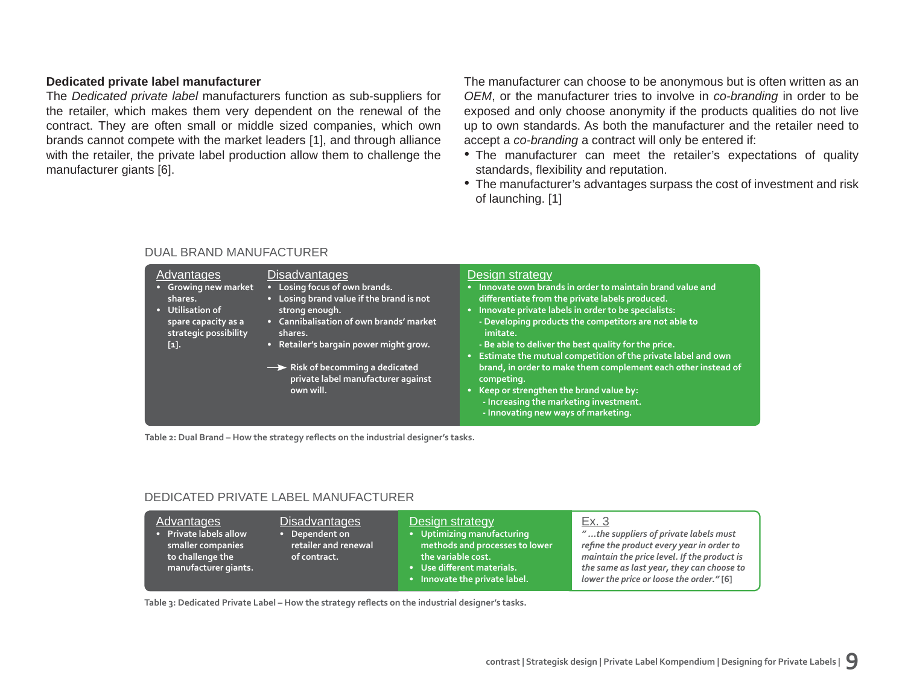### Dedicated private label manufacturer

The *Dedicated private label* manufacturers function as sub-suppliers for the retailer, which makes them very dependent on the renewal of the contract. They are often small or middle sized companies, which own brands cannot compete with the market leaders [1], and through alliance with the retailer, the private label production allow them to challenge the manufacturer giants [6].

The manufacturer can choose to be anonymous but is often written as an *OEM*, or the manufacturer tries to involve in *co-branding* in order to be exposed and only choose anonymity if the products qualities do not live up to own standards. As both the manufacturer and the retailer need to accept a *co-branding* a contract will only be entered if:

- The manufacturer can meet the retailer's expectations of quality standards, flexibility and reputation.
- The manufacturer's advantages surpass the cost of investment and risk of launching. [1]

DUAL BRAND MANUFACTURER

| Advantages | Disadvantages | Design strategy |
|---|---|---|
| • Growing new market shares.<br>• Utilisation of spare capacity as a strategic possibility [1]. | • Losing focus of own brands.<br>• Losing brand value if the brand is not strong enough.<br>• Cannibalisation of own brands' market shares.<br>• Retailer's bargain power might grow.<br>→ Risk of becomming a dedicated private label manufacturer against own will. | • Innovate own brands in order to maintain brand value and differentiate from the private labels produced.<br>• Innovate private labels in order to be specialists:<br>- Developing products the competitors are not able to imitate.<br>- Be able to deliver the best quality for the price.<br>• Estimate the mutual competition of the private label and own brand, in order to make them complement each other instead of competing.<br>• Keep or strengthen the brand value by:<br>- Increasing the marketing investment.<br>- Innovating new ways of marketing. |

Table 2: Dual Brand – How the strategy reflects on the industrial designer's tasks.

DEDICATED PRIVATE LABEL MANUFACTURER

| Advantages | Disadvantages | Design strategy | Ex. 3 |
|---|---|---|---|
| • Private labels allow smaller companies to challenge the manufacturer giants. | • Dependent on retailer and renewal of contract. | • Uptimizing manufacturing methods and processes to lower the variable cost.<br>• Use different materials.<br>• Innovate the private label. | *" ...the suppliers of private labels must refine the product every year in order to maintain the price level. If the product is the same as last year, they can choose to lower the price or loose the order."* [6] |

Table 3: Dedicated Private Label – How the strategy reflects on the industrial designer's tasks.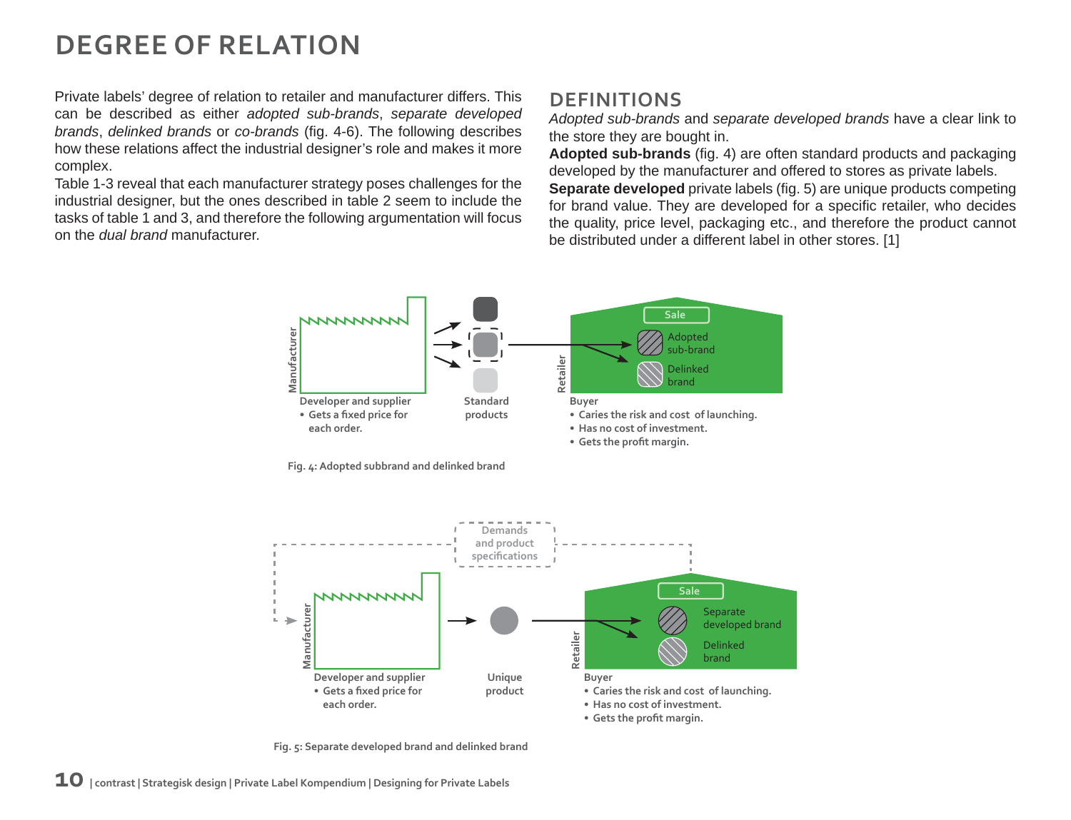# DEGREE OF RELATION

Private labels' degree of relation to retailer and manufacturer differs. This can be described as either *adopted sub-brands*, *separate developed brands*, *delinked brands* or *co-brands* (fig. 4-6). The following describes how these relations affect the industrial designer's role and makes it more complex.

Table 1-3 reveal that each manufacturer strategy poses challenges for the industrial designer, but the ones described in table 2 seem to include the tasks of table 1 and 3, and therefore the following argumentation will focus on the *dual brand* manufacturer.

## DEFINITIONS

*Adopted sub-brands* and *separate developed brands* have a clear link to the store they are bought in.

**Adopted sub-brands** (fig. 4) are often standard products and packaging developed by the manufacturer and offered to stores as private labels.

**Separate developed** private labels (fig. 5) are unique products competing for brand value. They are developed for a specific retailer, who decides the quality, price level, packaging etc., and therefore the product cannot be distributed under a different label in other stores. [1]

Manufacturer

Developer and supplier
- Gets a fixed price for each order.

Standard products

Retailer

Sale

Adopted sub-brand

Delinked brand

Buyer
- Caries the risk and cost of launching.
- Has no cost of investment.
- Gets the profit margin.

Fig. 4: Adopted subbrand and delinked brand

Demands and product specifications

Manufacturer

Developer and supplier
- Gets a fixed price for each order.

Unique product

Retailer

Sale

Separate developed brand

Delinked brand

Buyer
- Caries the risk and cost of launching.
- Has no cost of investment.
- Gets the profit margin.

Fig. 5: Separate developed brand and delinked brand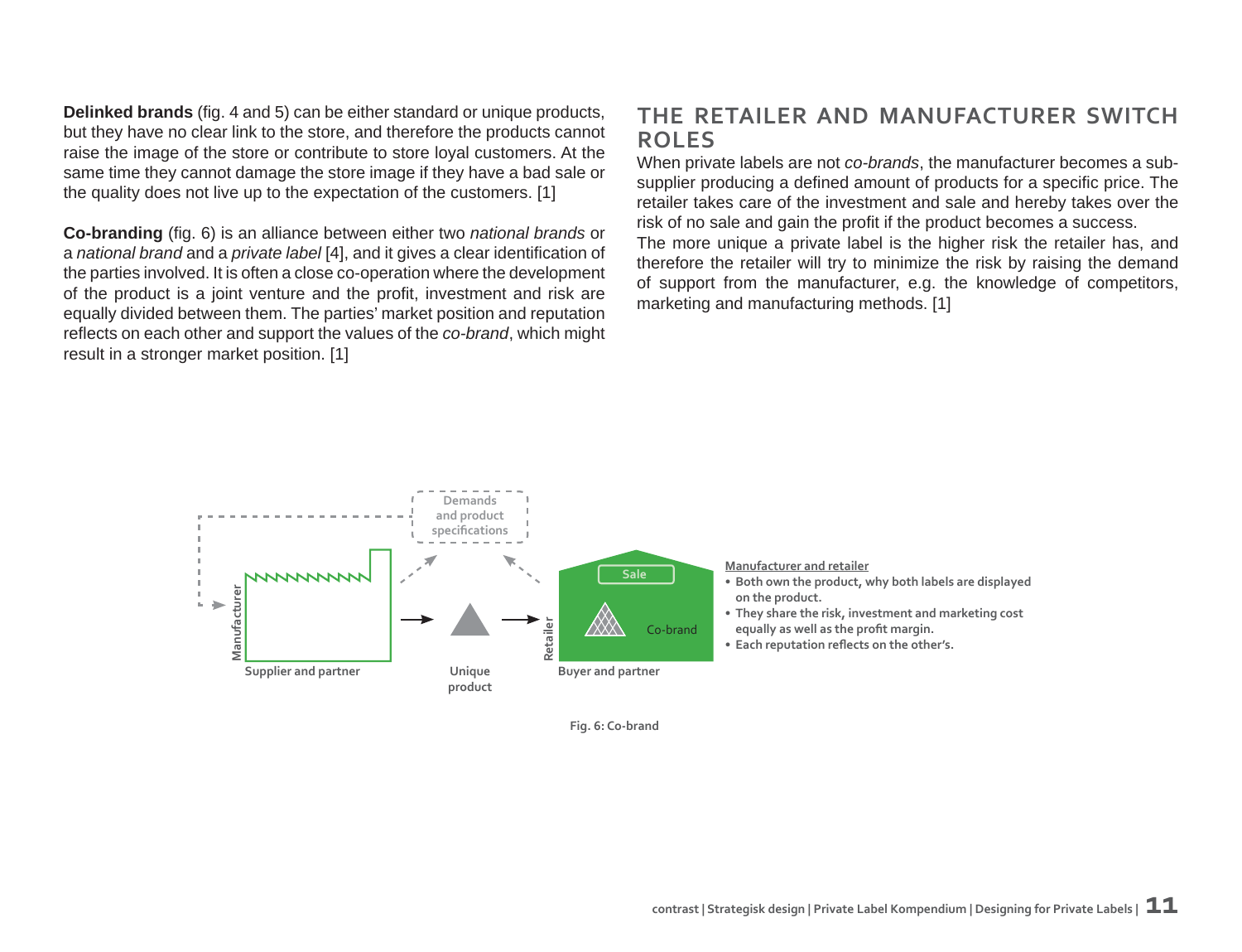**Delinked brands** (fig. 4 and 5) can be either standard or unique products, but they have no clear link to the store, and therefore the products cannot raise the image of the store or contribute to store loyal customers. At the same time they cannot damage the store image if they have a bad sale or the quality does not live up to the expectation of the customers. [1]

**Co-branding** (fig. 6) is an alliance between either two *national brands* or a *national brand* and a *private label* [4], and it gives a clear identification of the parties involved. It is often a close co-operation where the development of the product is a joint venture and the profit, investment and risk are equally divided between them. The parties' market position and reputation reflects on each other and support the values of the *co-brand*, which might result in a stronger market position. [1]

## THE RETAILER AND MANUFACTURER SWITCH ROLES

When private labels are not *co-brands*, the manufacturer becomes a sub-supplier producing a defined amount of products for a specific price. The retailer takes care of the investment and sale and hereby takes over the risk of no sale and gain the profit if the product becomes a success.

The more unique a private label is the higher risk the retailer has, and therefore the retailer will try to minimize the risk by raising the demand of support from the manufacturer, e.g. the knowledge of competitors, marketing and manufacturing methods. [1]

Demands and product specifications

Manufacturer — Supplier and partner

Unique product

Retailer — Sale — Co-brand — Buyer and partner

Manufacturer and retailer

- Both own the product, why both labels are displayed on the product.
- They share the risk, investment and marketing cost equally as well as the profit margin.
- Each reputation reflects on the other's.

Fig. 6: Co-brand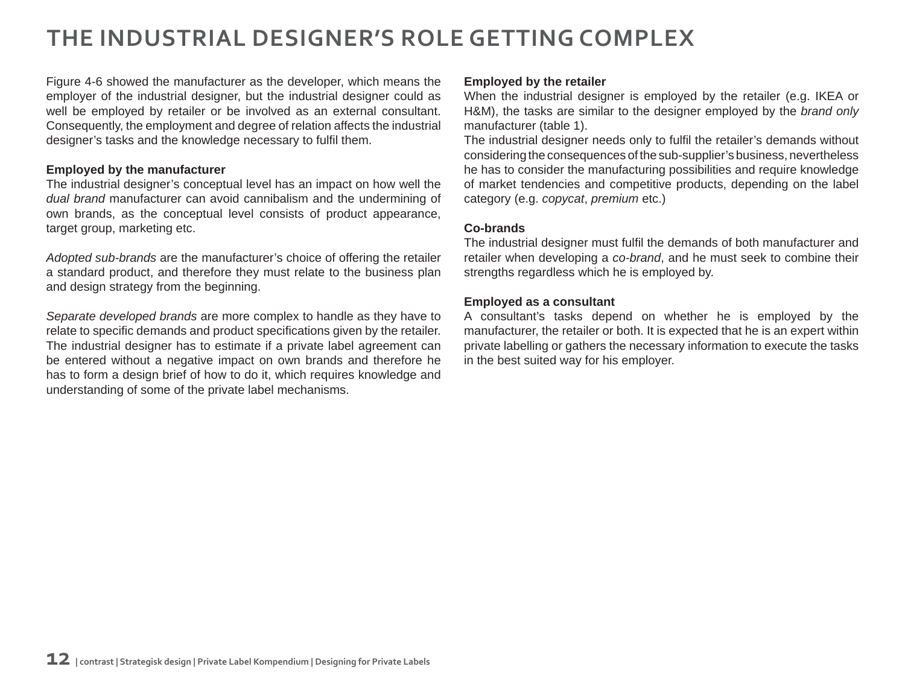# THE INDUSTRIAL DESIGNER'S ROLE GETTING COMPLEX

Figure 4-6 showed the manufacturer as the developer, which means the employer of the industrial designer, but the industrial designer could as well be employed by retailer or be involved as an external consultant. Consequently, the employment and degree of relation affects the industrial designer's tasks and the knowledge necessary to fulfil them.

**Employed by the manufacturer**
The industrial designer's conceptual level has an impact on how well the *dual brand* manufacturer can avoid cannibalism and the undermining of own brands, as the conceptual level consists of product appearance, target group, marketing etc.

*Adopted sub-brands* are the manufacturer's choice of offering the retailer a standard product, and therefore they must relate to the business plan and design strategy from the beginning.

*Separate developed brands* are more complex to handle as they have to relate to specific demands and product specifications given by the retailer. The industrial designer has to estimate if a private label agreement can be entered without a negative impact on own brands and therefore he has to form a design brief of how to do it, which requires knowledge and understanding of some of the private label mechanisms.

**Employed by the retailer**
When the industrial designer is employed by the retailer (e.g. IKEA or H&M), the tasks are similar to the designer employed by the *brand only* manufacturer (table 1).
The industrial designer needs only to fulfil the retailer's demands without considering the consequences of the sub-supplier's business, nevertheless he has to consider the manufacturing possibilities and require knowledge of market tendencies and competitive products, depending on the label category (e.g. *copycat*, *premium* etc.)

**Co-brands**
The industrial designer must fulfil the demands of both manufacturer and retailer when developing a *co-brand*, and he must seek to combine their strengths regardless which he is employed by.

**Employed as a consultant**
A consultant's tasks depend on whether he is employed by the manufacturer, the retailer or both. It is expected that he is an expert within private labelling or gathers the necessary information to execute the tasks in the best suited way for his employer.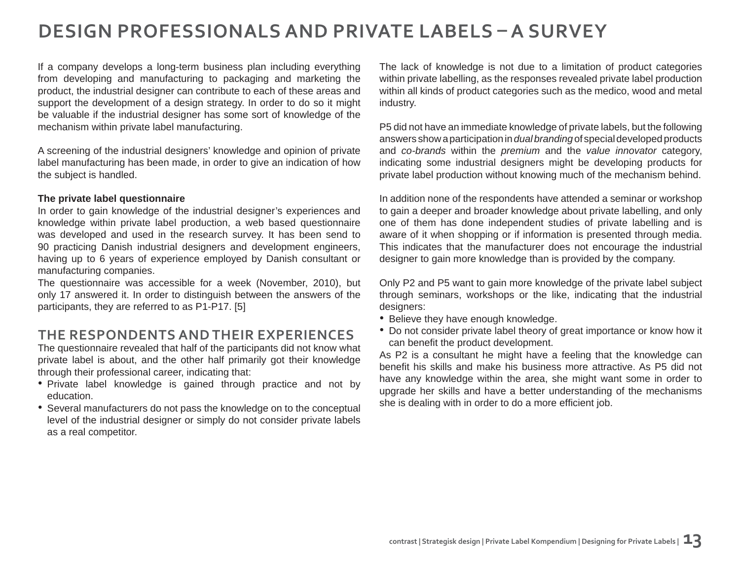# DESIGN PROFESSIONALS AND PRIVATE LABELS – A SURVEY

If a company develops a long-term business plan including everything from developing and manufacturing to packaging and marketing the product, the industrial designer can contribute to each of these areas and support the development of a design strategy. In order to do so it might be valuable if the industrial designer has some sort of knowledge of the mechanism within private label manufacturing.

A screening of the industrial designers' knowledge and opinion of private label manufacturing has been made, in order to give an indication of how the subject is handled.

**The private label questionnaire**

In order to gain knowledge of the industrial designer's experiences and knowledge within private label production, a web based questionnaire was developed and used in the research survey. It has been send to 90 practicing Danish industrial designers and development engineers, having up to 6 years of experience employed by Danish consultant or manufacturing companies.

The questionnaire was accessible for a week (November, 2010), but only 17 answered it. In order to distinguish between the answers of the participants, they are referred to as P1-P17. [5]

## THE RESPONDENTS AND THEIR EXPERIENCES

The questionnaire revealed that half of the participants did not know what private label is about, and the other half primarily got their knowledge through their professional career, indicating that:

- Private label knowledge is gained through practice and not by education.
- Several manufacturers do not pass the knowledge on to the conceptual level of the industrial designer or simply do not consider private labels as a real competitor.

The lack of knowledge is not due to a limitation of product categories within private labelling, as the responses revealed private label production within all kinds of product categories such as the medico, wood and metal industry.

P5 did not have an immediate knowledge of private labels, but the following answers show a participation in *dual branding* of special developed products and *co-brands* within the *premium* and the *value innovator* category, indicating some industrial designers might be developing products for private label production without knowing much of the mechanism behind.

In addition none of the respondents have attended a seminar or workshop to gain a deeper and broader knowledge about private labelling, and only one of them has done independent studies of private labelling and is aware of it when shopping or if information is presented through media. This indicates that the manufacturer does not encourage the industrial designer to gain more knowledge than is provided by the company.

Only P2 and P5 want to gain more knowledge of the private label subject through seminars, workshops or the like, indicating that the industrial designers:

- Believe they have enough knowledge.
- Do not consider private label theory of great importance or know how it can benefit the product development.

As P2 is a consultant he might have a feeling that the knowledge can benefit his skills and make his business more attractive. As P5 did not have any knowledge within the area, she might want some in order to upgrade her skills and have a better understanding of the mechanisms she is dealing with in order to do a more efficient job.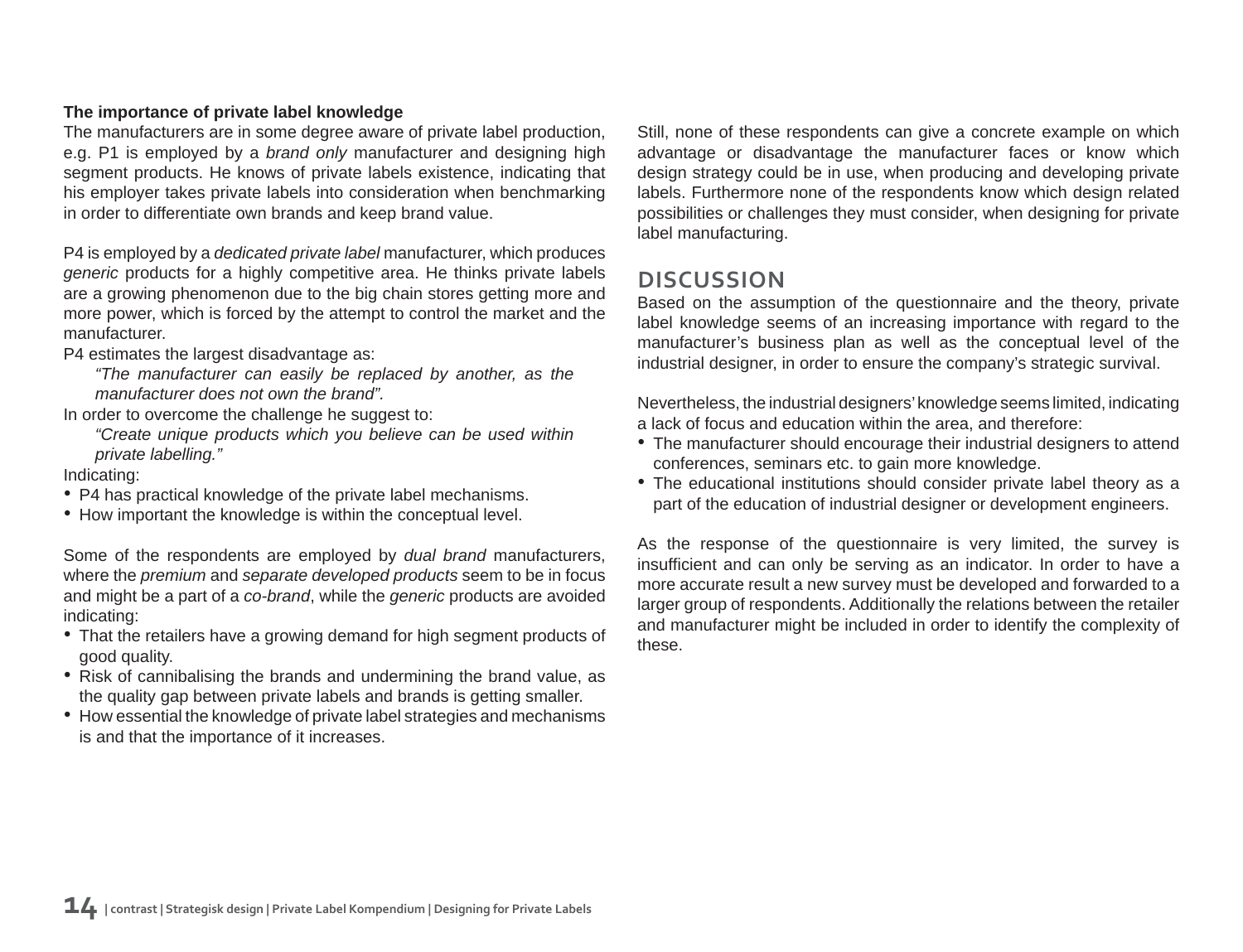**The importance of private label knowledge**

The manufacturers are in some degree aware of private label production, e.g. P1 is employed by a *brand only* manufacturer and designing high segment products. He knows of private labels existence, indicating that his employer takes private labels into consideration when benchmarking in order to differentiate own brands and keep brand value.

P4 is employed by a *dedicated private label* manufacturer, which produces *generic* products for a highly competitive area. He thinks private labels are a growing phenomenon due to the big chain stores getting more and more power, which is forced by the attempt to control the market and the manufacturer.

P4 estimates the largest disadvantage as:

> *"The manufacturer can easily be replaced by another, as the manufacturer does not own the brand".*

In order to overcome the challenge he suggest to:

> *"Create unique products which you believe can be used within private labelling."*

Indicating:

- P4 has practical knowledge of the private label mechanisms.
- How important the knowledge is within the conceptual level.

Some of the respondents are employed by *dual brand* manufacturers, where the *premium* and *separate developed products* seem to be in focus and might be a part of a *co-brand*, while the *generic* products are avoided indicating:

- That the retailers have a growing demand for high segment products of good quality.
- Risk of cannibalising the brands and undermining the brand value, as the quality gap between private labels and brands is getting smaller.
- How essential the knowledge of private label strategies and mechanisms is and that the importance of it increases.

Still, none of these respondents can give a concrete example on which advantage or disadvantage the manufacturer faces or know which design strategy could be in use, when producing and developing private labels. Furthermore none of the respondents know which design related possibilities or challenges they must consider, when designing for private label manufacturing.

## DISCUSSION

Based on the assumption of the questionnaire and the theory, private label knowledge seems of an increasing importance with regard to the manufacturer's business plan as well as the conceptual level of the industrial designer, in order to ensure the company's strategic survival.

Nevertheless, the industrial designers' knowledge seems limited, indicating a lack of focus and education within the area, and therefore:

- The manufacturer should encourage their industrial designers to attend conferences, seminars etc. to gain more knowledge.
- The educational institutions should consider private label theory as a part of the education of industrial designer or development engineers.

As the response of the questionnaire is very limited, the survey is insufficient and can only be serving as an indicator. In order to have a more accurate result a new survey must be developed and forwarded to a larger group of respondents. Additionally the relations between the retailer and manufacturer might be included in order to identify the complexity of these.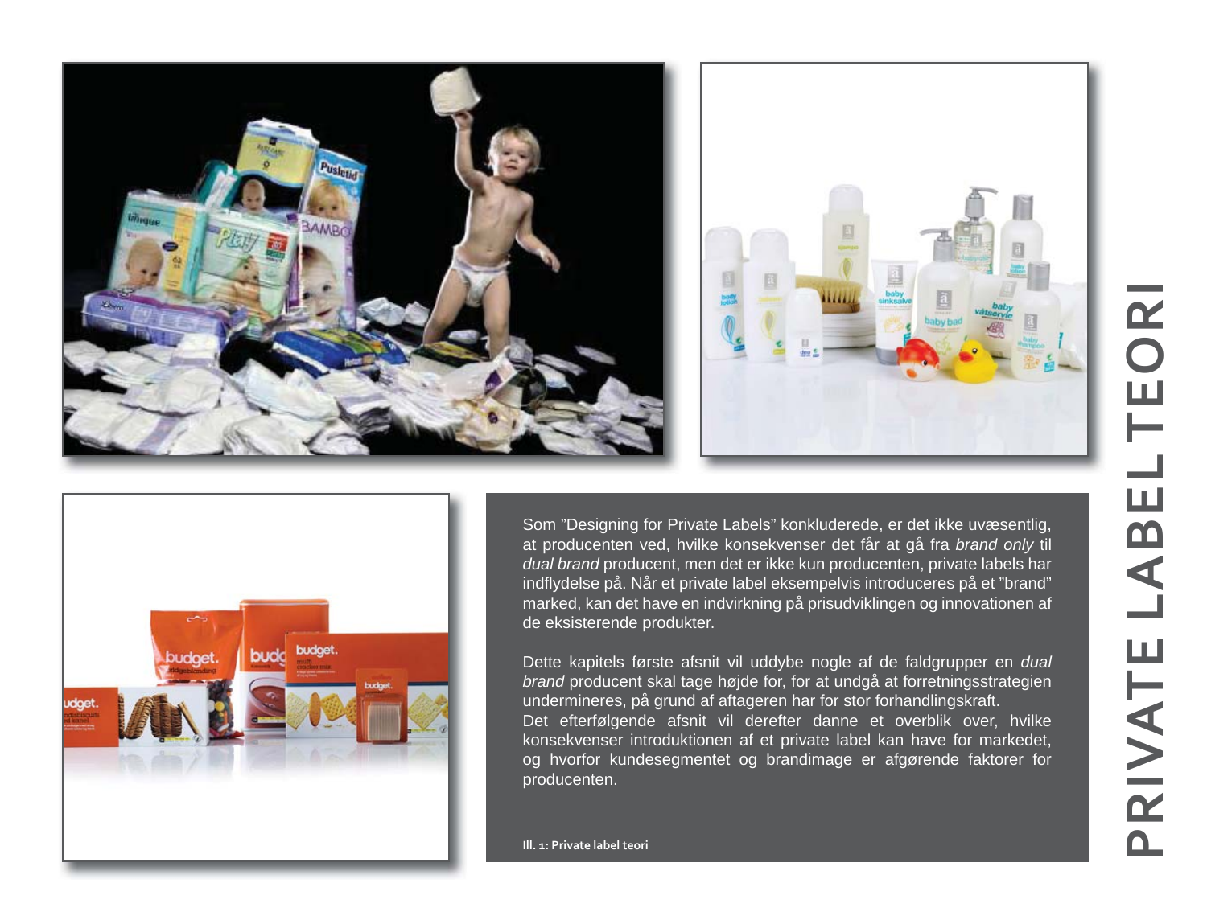# PRIVATE LABEL TEORI

Som "Designing for Private Labels" konkluderede, er det ikke uvæsentlig, at producenten ved, hvilke konsekvenser det får at gå fra *brand only* til *dual brand* producent, men det er ikke kun producenten, private labels har indflydelse på. Når et private label eksempelvis introduceres på et "brand" marked, kan det have en indvirkning på prisudviklingen og innovationen af de eksisterende produkter.

Dette kapitels første afsnit vil uddybe nogle af de faldgrupper en *dual brand* producent skal tage højde for, for at undgå at forretningsstrategien undermineres, på grund af aftageren har for stor forhandlingskraft.
Det efterfølgende afsnit vil derefter danne et overblik over, hvilke konsekvenser introduktionen af et private label kan have for markedet, og hvorfor kundesegmentet og brandimage er afgørende faktorer for producenten.

**Ill. 1: Private label teori**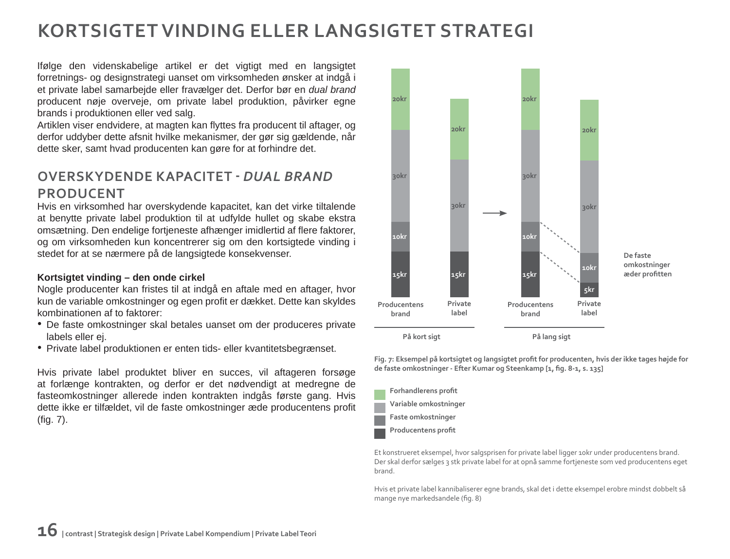# KORTSIGTET VINDING ELLER LANGSIGTET STRATEGI

Ifølge den videnskabelige artikel er det vigtigt med en langsigtet forretnings- og designstrategi uanset om virksomheden ønsker at indgå i et private label samarbejde eller fravælger det. Derfor bør en *dual brand* producent nøje overveje, om private label produktion, påvirker egne brands i produktionen eller ved salg.
Artiklen viser endvidere, at magten kan flyttes fra producent til aftager, og derfor uddyber dette afsnit hvilke mekanismer, der gør sig gældende, når dette sker, samt hvad producenten kan gøre for at forhindre det.

## OVERSKYDENDE KAPACITET - *DUAL BRAND* PRODUCENT

Hvis en virksomhed har overskydende kapacitet, kan det virke tiltalende at benytte private label produktion til at udfylde hullet og skabe ekstra omsætning. Den endelige fortjeneste afhænger imidlertid af flere faktorer, og om virksomheden kun koncentrerer sig om den kortsigtede vinding i stedet for at se nærmere på de langsigtede konsekvenser.

**Kortsigtet vinding – den onde cirkel**
Nogle producenter kan fristes til at indgå en aftale med en aftager, hvor kun de variable omkostninger og egen profit er dækket. Dette kan skyldes kombinationen af to faktorer:

- De faste omkostninger skal betales uanset om der produceres private labels eller ej.
- Private label produktionen er enten tids- eller kvantitetsbegrænset.

Hvis private label produktet bliver en succes, vil aftageren forsøge at forlænge kontrakten, og derfor er det nødvendigt at medregne de fasteomkostninger allerede inden kontrakten indgås første gang. Hvis dette ikke er tilfældet, vil de faste omkostninger æde producentens profit (fig. 7).

| | På kort sigt: Producentens brand | På kort sigt: Private label | På lang sigt: Producentens brand | På lang sigt: Private label |
|---|---|---|---|---|
| Forhandlerens profit | 20kr | 20kr | 20kr | 20kr |
| Variable omkostninger | 30kr | 30kr | 30kr | 30kr |
| Faste omkostninger | 10kr | | 10kr | 10kr |
| Producentens profit | 15kr | 15kr | 15kr | 5kr |

De faste omkostninger æder profitten

Fig. 7: Eksempel på kortsigtet og langsigtet profit for producenten, hvis der ikke tages højde for de faste omkostninger - Efter Kumar og Steenkamp [1, fig. 8-1, s. 135]

Et konstrueret eksempel, hvor salgsprisen for private label ligger 10kr under producentens brand. Der skal derfor sælges 3 stk private label for at opnå samme fortjeneste som ved producentens eget brand.

Hvis et private label kannibaliserer egne brands, skal det i dette eksempel erobre mindst dobbelt så mange nye markedsandele (fig. 8)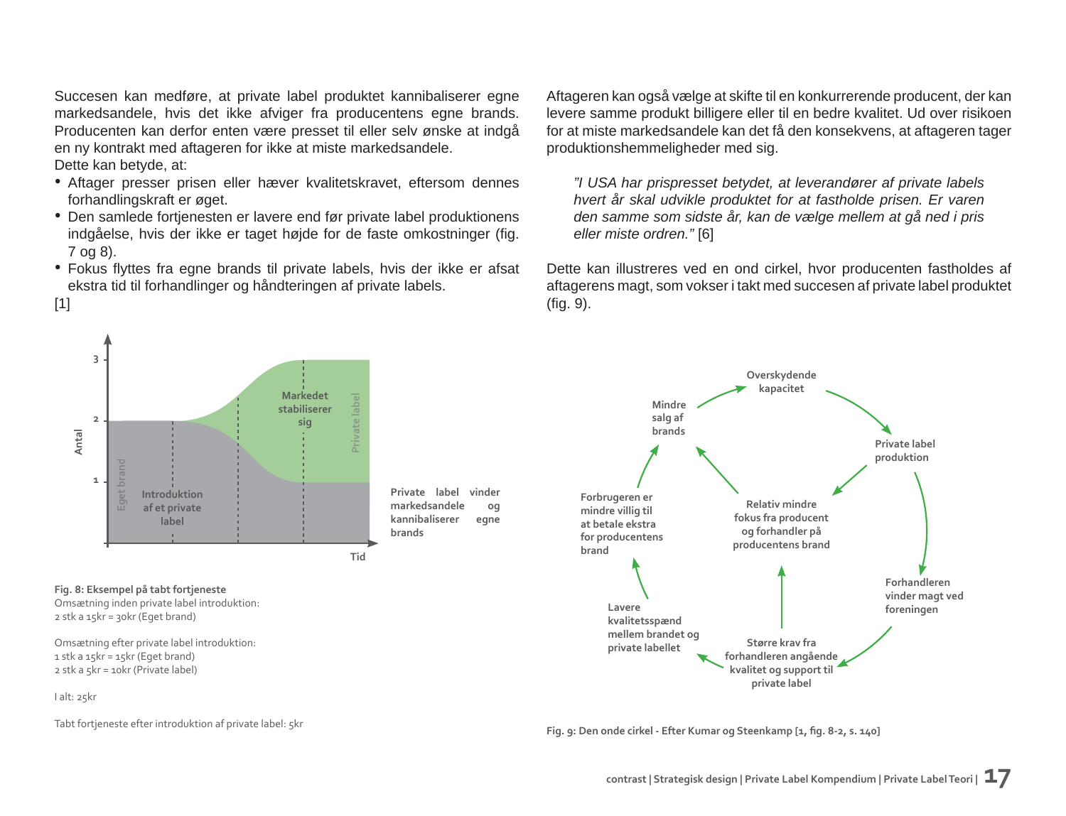Succesen kan medføre, at private label produktet kannibaliserer egne markedsandele, hvis det ikke afviger fra producentens egne brands. Producenten kan derfor enten være presset til eller selv ønske at indgå en ny kontrakt med aftageren for ikke at miste markedsandele.
Dette kan betyde, at:

- Aftager presser prisen eller hæver kvalitetskravet, eftersom dennes forhandlingskraft er øget.
- Den samlede fortjenesten er lavere end før private label produktionens indgåelse, hvis der ikke er taget højde for de faste omkostninger (fig. 7 og 8).
- Fokus flyttes fra egne brands til private labels, hvis der ikke er afsat ekstra tid til forhandlinger og håndteringen af private labels.

[1]

Aftageren kan også vælge at skifte til en konkurrerende producent, der kan levere samme produkt billigere eller til en bedre kvalitet. Ud over risikoen for at miste markedsandele kan det få den konsekvens, at aftageren tager produktionshemmeligheder med sig.

> *"I USA har prispresset betydet, at leverandører af private labels hvert år skal udvikle produktet for at fastholde prisen. Er varen den samme som sidste år, kan de vælge mellem at gå ned i pris eller miste ordren."* [6]

Dette kan illustreres ved en ond cirkel, hvor producenten fastholdes af aftagerens magt, som vokser i takt med succesen af private label produktet (fig. 9).

Antal 3 2 1 — Tid — Eget brand — Private label — Introduktion af et private label — Markedet stabiliserer sig

Private label vinder markedsandele og kannibaliserer egne brands

**Fig. 8: Eksempel på tabt fortjeneste**
Omsætning inden private label introduktion:
2 stk a 15kr = 30kr (Eget brand)

Omsætning efter private label introduktion:
1 stk a 15kr = 15kr (Eget brand)
2 stk a 5kr = 10kr (Private label)

I alt: 25kr

Tabt fortjeneste efter introduktion af private label: 5kr

Overskydende kapacitet → Private label produktion → Forhandleren vinder magt ved foreningen → Større krav fra forhandleren angående kvalitet og support til private label → Lavere kvalitetsspænd mellem brandet og private labellet → Forbrugeren er mindre villig til at betale ekstra for producentens brand → Mindre salg af brands → Overskydende kapacitet

Private label produktion → Relativ mindre fokus fra producent og forhandler på producentens brand → Mindre salg af brands

Større krav fra forhandleren angående kvalitet og support til private label → Relativ mindre fokus fra producent og forhandler på producentens brand

**Fig. 9: Den onde cirkel - Efter Kumar og Steenkamp [1, fig. 8-2, s. 140]**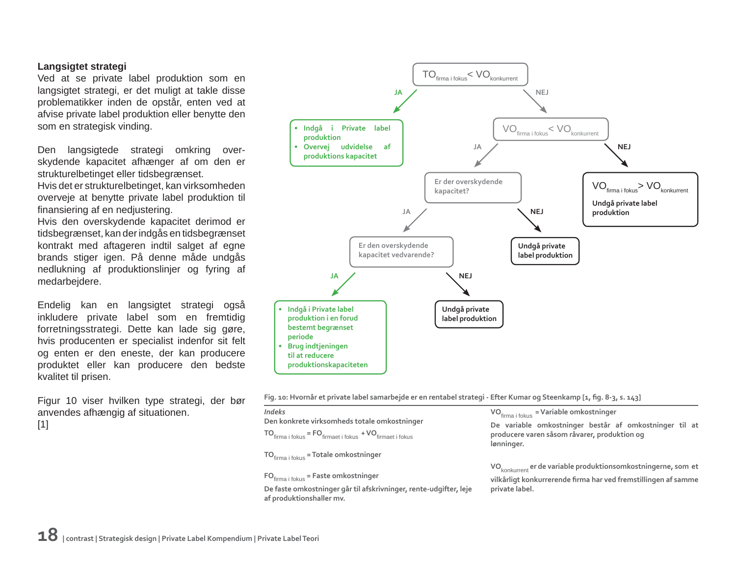### Langsigtet strategi

Ved at se private label produktion som en langsigtet strategi, er det muligt at takle disse problematikker inden de opstår, enten ved at afvise private label produktion eller benytte den som en strategisk vinding.

Den langsigtede strategi omkring overskydende kapacitet afhænger af om den er strukturelbetinget eller tidsbegrænset.
Hvis det er strukturelbetinget, kan virksomheden overveje at benytte private label produktion til finansiering af en nedjustering.
Hvis den overskydende kapacitet derimod er tidsbegrænset, kan der indgås en tidsbegrænset kontrakt med aftageren indtil salget af egne brands stiger igen. På denne måde undgås nedlukning af produktionslinjer og fyring af medarbejdere.

Endelig kan en langsigtet strategi også inkludere private label som en fremtidig forretningsstrategi. Dette kan lade sig gøre, hvis producenten er specialist indenfor sit felt og enten er den eneste, der kan producere produktet eller kan producere den bedste kvalitet til prisen.

Figur 10 viser hvilken type strategi, der bør anvendes afhængig af situationen.
[1]

$TO_{firma\ i\ fokus} < VO_{konkurrent}$

- JA:
  - Indgå i Private label produktion
  - Overvej udvidelse af produktions kapacitet
- NEJ: $VO_{firma\ i\ fokus} < VO_{konkurrent}$
  - NEJ: $VO_{firma\ i\ fokus} > VO_{konkurrent}$ – Undgå private label produktion
  - JA: Er der overskydende kapacitet?
    - NEJ: Undgå private label produktion
    - JA: Er den overskydende kapacitet vedvarende?
      - NEJ: Undgå private label produktion
      - JA:
        - Indgå i Private label produktion i en forud bestemt begrænset periode
        - Brug indtjeningen til at reducere produktionskapaciteten

Fig. 10: Hvornår et private label samarbejde er en rentabel strategi - Efter Kumar og Steenkamp [1, fig. 8-3, s. 143]

*Indeks*

Den konkrete virksomheds totale omkostninger

$TO_{firma\ i\ fokus} = FO_{firmaet\ i\ fokus} + VO_{firmaet\ i\ fokus}$

$TO_{firma\ i\ fokus}$ = Totale omkostninger

$FO_{firma\ i\ fokus}$ = Faste omkostninger

De faste omkostninger går til afskrivninger, rente-udgifter, leje af produktionshaller mv.

$VO_{firma\ i\ fokus}$ = Variable omkostninger

De variable omkostninger består af omkostninger til at producere varen såsom råvarer, produktion og lønninger.

$VO_{konkurrent}$ er de variable produktionsomkostningerne, som et vilkårligt konkurrerende firma har ved fremstillingen af samme private label.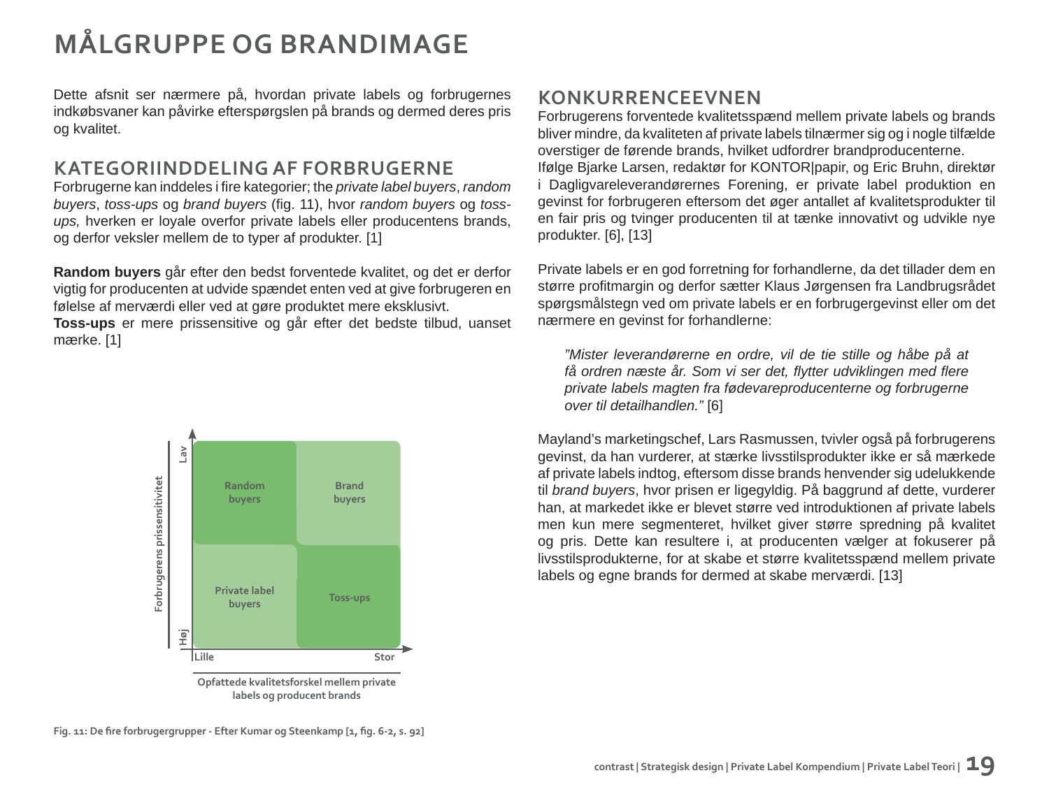# MÅLGRUPPE OG BRANDIMAGE

Dette afsnit ser nærmere på, hvordan private labels og forbrugernes indkøbsvaner kan påvirke efterspørgslen på brands og dermed deres pris og kvalitet.

## KATEGORIINDDELING AF FORBRUGERNE

Forbrugerne kan inddeles i fire kategorier; the *private label buyers*, *random buyers*, *toss-ups* og *brand buyers* (fig. 11), hvor *random buyers* og *toss-ups,* hverken er loyale overfor private labels eller producentens brands, og derfor veksler mellem de to typer af produkter. [1]

**Random buyers** går efter den bedst forventede kvalitet, og det er derfor vigtig for producenten at udvide spændet enten ved at give forbrugeren en følelse af merværdi eller ved at gøre produktet mere eksklusivt.
**Toss-ups** er mere prissensitive og går efter det bedste tilbud, uanset mærke. [1]

| Forbrugerens prissensitivitet | Lille | Stor |
|---|---|---|
| Lav | Random buyers | Brand buyers |
| Høj | Private label buyers | Toss-ups |

Opfattede kvalitetsforskel mellem private labels og producent brands

Fig. 11: De fire forbrugergrupper - Efter Kumar og Steenkamp [1, fig. 6-2, s. 92]

## KONKURRENCEEVNEN

Forbrugerens forventede kvalitetsspænd mellem private labels og brands bliver mindre, da kvaliteten af private labels tilnærmer sig og i nogle tilfælde overstiger de førende brands, hvilket udfordrer brandproducenterne.
Ifølge Bjarke Larsen, redaktør for KONTOR|papir, og Eric Bruhn, direktør i Dagligvareleverandørernes Forening, er private label produktion en gevinst for forbrugeren eftersom det øger antallet af kvalitetsprodukter til en fair pris og tvinger producenten til at tænke innovativt og udvikle nye produkter. [6], [13]

Private labels er en god forretning for forhandlerne, da det tillader dem en større profitmargin og derfor sætter Klaus Jørgensen fra Landbrugsrådet spørgsmålstegn ved om private labels er en forbrugergevinst eller om det nærmere en gevinst for forhandlerne:

> *"Mister leverandørerne en ordre, vil de tie stille og håbe på at få ordren næste år. Som vi ser det, flytter udviklingen med flere private labels magten fra fødevareproducenterne og forbrugerne over til detailhandlen."* [6]

Mayland's marketingschef, Lars Rasmussen, tvivler også på forbrugerens gevinst, da han vurderer, at stærke livsstilsprodukter ikke er så mærkede af private labels indtog, eftersom disse brands henvender sig udelukkende til *brand buyers*, hvor prisen er ligegyldig. På baggrund af dette, vurderer han, at markedet ikke er blevet større ved introduktionen af private labels men kun mere segmenteret, hvilket giver større spredning på kvalitet og pris. Dette kan resultere i, at producenten vælger at fokuserer på livsstilsprodukterne, for at skabe et større kvalitetsspænd mellem private labels og egne brands for dermed at skabe merværdi. [13]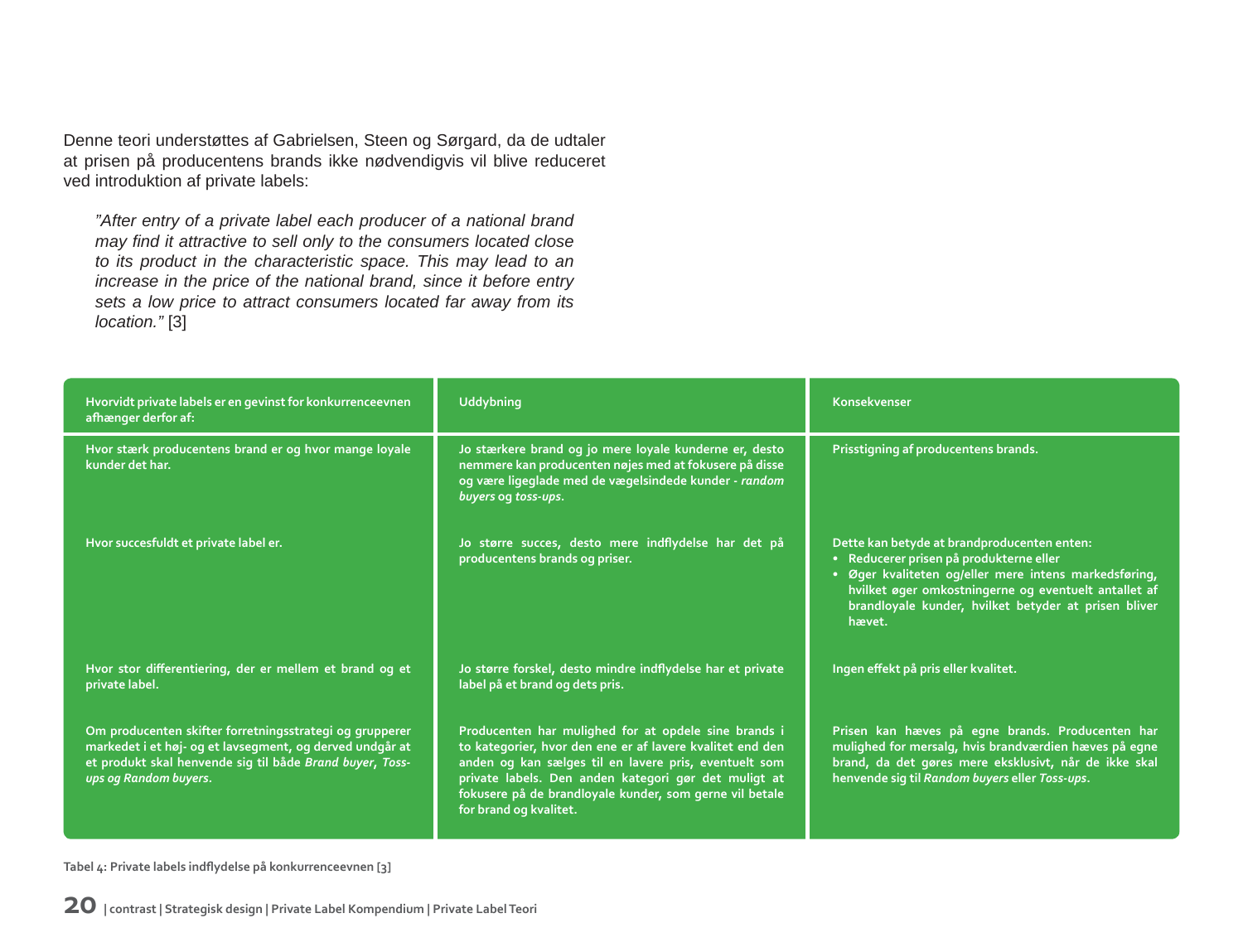Denne teori understøttes af Gabrielsen, Steen og Sørgard, da de udtaler at prisen på producentens brands ikke nødvendigvis vil blive reduceret ved introduktion af private labels:

> *"After entry of a private label each producer of a national brand may find it attractive to sell only to the consumers located close to its product in the characteristic space. This may lead to an increase in the price of the national brand, since it before entry sets a low price to attract consumers located far away from its location."* [3]

| Hvorvidt private labels er en gevinst for konkurrenceevnen afhænger derfor af: | Uddybning | Konsekvenser |
|---|---|---|
| Hvor stærk producentens brand er og hvor mange loyale kunder det har. | Jo stærkere brand og jo mere loyale kunderne er, desto nemmere kan producenten nøjes med at fokusere på disse og være ligeglade med de vægelsindede kunder - *random buyers* og *toss-ups*. | Prisstigning af producentens brands. |
| Hvor succesfuldt et private label er. | Jo større succes, desto mere indflydelse har det på producentens brands og priser. | Dette kan betyde at brandproducenten enten:<br>• Reducerer prisen på produkterne eller<br>• Øger kvaliteten og/eller mere intens markedsføring, hvilket øger omkostningerne og eventuelt antallet af brandloyale kunder, hvilket betyder at prisen bliver hævet. |
| Hvor stor differentiering, der er mellem et brand og et private label. | Jo større forskel, desto mindre indflydelse har et private label på et brand og dets pris. | Ingen effekt på pris eller kvalitet. |
| Om producenten skifter forretningsstrategi og grupperer markedet i et høj- og et lavsegment, og derved undgår at et produkt skal henvende sig til både *Brand buyer*, *Toss-ups og Random buyers*. | Producenten har mulighed for at opdele sine brands i to kategorier, hvor den ene er af lavere kvalitet end den anden og kan sælges til en lavere pris, eventuelt som private labels. Den anden kategori gør det muligt at fokusere på de brandloyale kunder, som gerne vil betale for brand og kvalitet. | Prisen kan hæves på egne brands. Producenten har mulighed for mersalg, hvis brandværdien hæves på egne brand, da det gøres mere eksklusivt, når de ikke skal henvende sig til *Random buyers* eller *Toss-ups*. |

Tabel 4: Private labels indflydelse på konkurrenceevnen [3]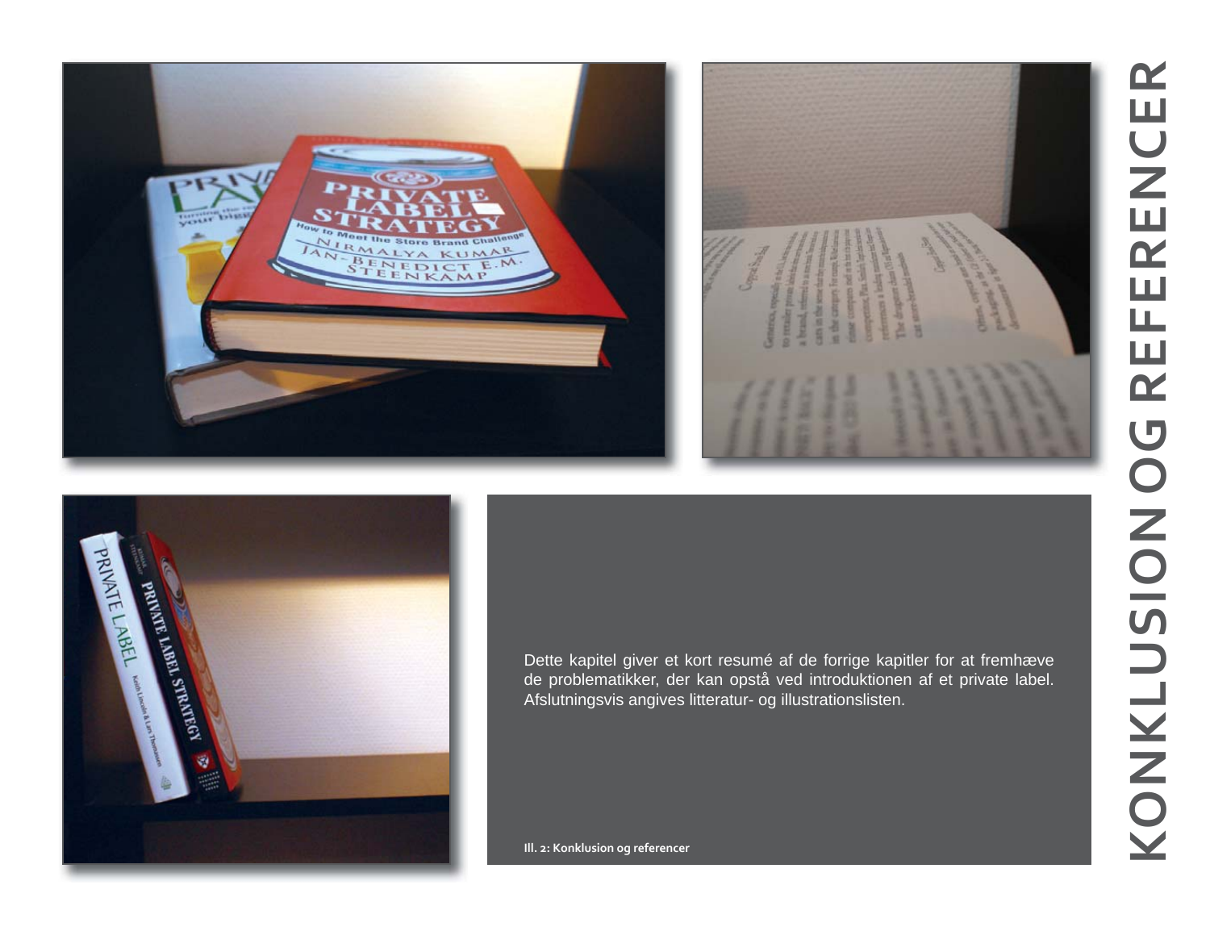# KONKLUSION OG REFERENCER

Dette kapitel giver et kort resumé af de forrige kapitler for at fremhæve de problematikker, der kan opstå ved introduktionen af et private label. Afslutningsvis angives litteratur- og illustrationslisten.

**Ill. 2: Konklusion og referencer**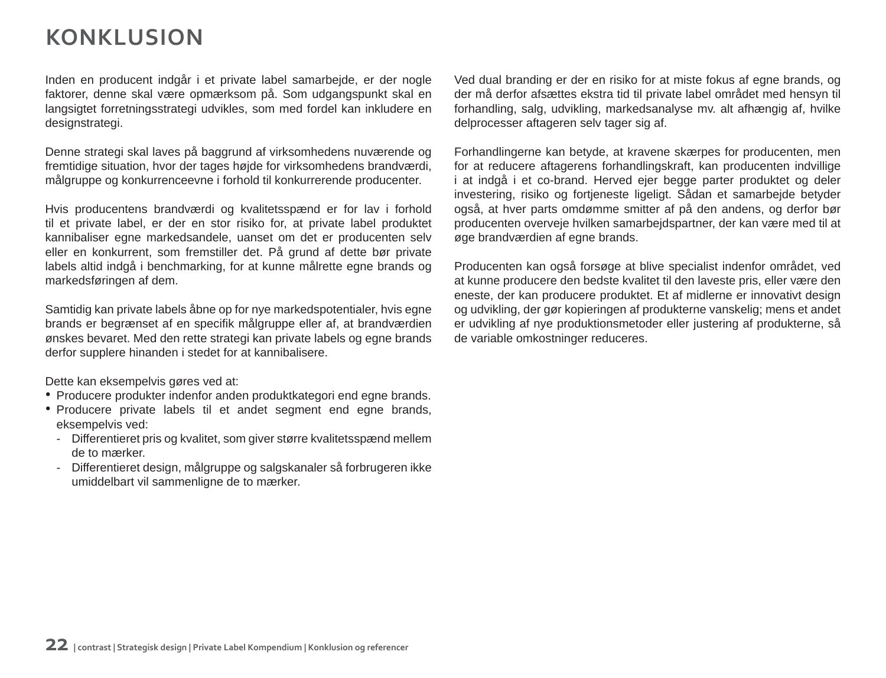# KONKLUSION

Inden en producent indgår i et private label samarbejde, er der nogle faktorer, denne skal være opmærksom på. Som udgangspunkt skal en langsigtet forretningsstrategi udvikles, som med fordel kan inkludere en designstrategi.

Denne strategi skal laves på baggrund af virksomhedens nuværende og fremtidige situation, hvor der tages højde for virksomhedens brandværdi, målgruppe og konkurrenceevne i forhold til konkurrerende producenter.

Hvis producentens brandværdi og kvalitetsspænd er for lav i forhold til et private label, er der en stor risiko for, at private label produktet kannibaliser egne markedsandele, uanset om det er producenten selv eller en konkurrent, som fremstiller det. På grund af dette bør private labels altid indgå i benchmarking, for at kunne målrette egne brands og markedsføringen af dem.

Samtidig kan private labels åbne op for nye markedspotentialer, hvis egne brands er begrænset af en specifik målgruppe eller af, at brandværdien ønskes bevaret. Med den rette strategi kan private labels og egne brands derfor supplere hinanden i stedet for at kannibalisere.

Dette kan eksempelvis gøres ved at:

- Producere produkter indenfor anden produktkategori end egne brands.
- Producere private labels til et andet segment end egne brands, eksempelvis ved:
  - Differentieret pris og kvalitet, som giver større kvalitetsspænd mellem de to mærker.
  - Differentieret design, målgruppe og salgskanaler så forbrugeren ikke umiddelbart vil sammenligne de to mærker.

Ved dual branding er der en risiko for at miste fokus af egne brands, og der må derfor afsættes ekstra tid til private label området med hensyn til forhandling, salg, udvikling, markedsanalyse mv. alt afhængig af, hvilke delprocesser aftageren selv tager sig af.

Forhandlingerne kan betyde, at kravene skærpes for producenten, men for at reducere aftagerens forhandlingskraft, kan producenten indvillige i at indgå i et co-brand. Herved ejer begge parter produktet og deler investering, risiko og fortjeneste ligeligt. Sådan et samarbejde betyder også, at hver parts omdømme smitter af på den andens, og derfor bør producenten overveje hvilken samarbejdspartner, der kan være med til at øge brandværdien af egne brands.

Producenten kan også forsøge at blive specialist indenfor området, ved at kunne producere den bedste kvalitet til den laveste pris, eller være den eneste, der kan producere produktet. Et af midlerne er innovativt design og udvikling, der gør kopieringen af produkterne vanskelig; mens et andet er udvikling af nye produktionsmetoder eller justering af produkterne, så de variable omkostninger reduceres.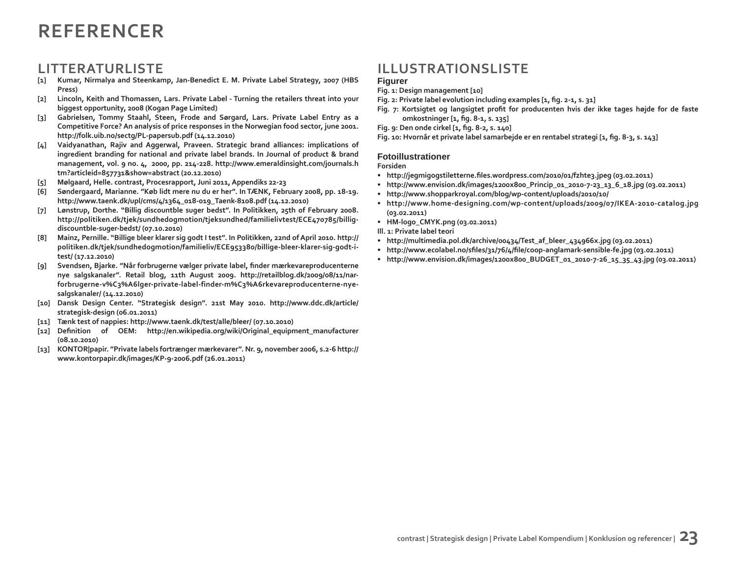# REFERENCER

## LITTERATURLISTE

[1] Kumar, Nirmalya and Steenkamp, Jan-Benedict E. M. Private Label Strategy, 2007 (HBS Press)

[2] Lincoln, Keith and Thomassen, Lars. Private Label - Turning the retailers threat into your biggest opportunity, 2008 (Kogan Page Limited)

[3] Gabrielsen, Tommy Staahl, Steen, Frode and Sørgard, Lars. Private Label Entry as a Competitive Force? An analysis of price responses in the Norwegian food sector, june 2001. http://folk.uib.no/sectg/PL-papersub.pdf (14.12.2010)

[4] Vaidyanathan, Rajiv and Aggerwal, Praveen. Strategic brand alliances: implications of ingredient branding for national and private label brands. In Journal of product & brand management, vol. 9 no. 4, 2000, pp. 214-228. http://www.emeraldinsight.com/journals.htm?articleid=857731&show=abstract (20.12.2010)

[5] Mølgaard, Helle. contrast, Procesrapport, Juni 2011, Appendiks 22-23

[6] Søndergaard, Marianne. "Køb lidt mere nu du er her". In TÆNK, February 2008, pp. 18-19. http://www.taenk.dk/upl/cms/4/1364_018-019_Taenk-8108.pdf (14.12.2010)

[7] Lønstrup, Dorthe. "Billig discountble suger bedst". In Politikken, 25th of February 2008. http://politiken.dk/tjek/sundhedogmotion/tjeksundhed/familielivtest/ECE470785/billig-discountble-suger-bedst/ (07.10.2010)

[8] Mainz, Pernille. "Billige bleer klarer sig godt I test". In Politikken, 22nd of April 2010. http://politiken.dk/tjek/sundhedogmotion/familieliv/ECE953380/billige-bleer-klarer-sig-godt-i-test/ (17.12.2010)

[9] Svendsen, Bjarke. "Når forbrugerne vælger private label, finder mærkevareproducenterne nye salgskanaler". Retail blog, 11th August 2009. http://retailblog.dk/2009/08/11/nar-forbrugerne-v%C3%A6lger-private-label-finder-m%C3%A6rkevareproducenterne-nye-salgskanaler/ (14.12.2010)

[10] Dansk Design Center. "Strategisk design". 21st May 2010. http://www.ddc.dk/article/strategisk-design (06.01.2011)

[11] Tænk test of nappies: http://www.taenk.dk/test/alle/bleer/ (07.10.2010)

[12] Definition of OEM: http://en.wikipedia.org/wiki/Original_equipment_manufacturer (08.10.2010)

[13] KONTOR|papir. "Private labels fortrænger mærkevarer". Nr. 9, november 2006, s.2-6 http://www.kontorpapir.dk/images/KP-9-2006.pdf (26.01.2011)

## ILLUSTRATIONSLISTE

### Figurer

Fig. 1: Design management [10]

Fig. 2: Private label evolution including examples [1, fig. 2-1, s. 31]

Fig. 7: Kortsigtet og langsigtet profit for producenten hvis der ikke tages højde for de faste omkostninger [1, fig. 8-1, s. 135]

Fig. 9: Den onde cirkel [1, fig. 8-2, s. 140]

Fig. 10: Hvornår et private label samarbejde er en rentabel strategi [1, fig. 8-3, s. 143]

### Fotoillustrationer

**Forsiden**

- http://jegmigogstiletterne.files.wordpress.com/2010/01/fzhte3.jpeg (03.02.2011)
- http://www.envision.dk/images/1200x800_Princip_01_2010-7-23_13_6_18.jpg (03.02.2011)
- http://www.shopparkroyal.com/blog/wp-content/uploads/2010/10/
- http://www.home-designing.com/wp-content/uploads/2009/07/IKEA-2010-catalog.jpg (03.02.2011)
- HM-logo_CMYK.png (03.02.2011)

**Ill. 1: Private label teori**

- http://multimedia.pol.dk/archive/00434/Test_af_bleer_434966x.jpg (03.02.2011)
- http://www.ecolabel.no/sfiles/31/76/4/file/coop-anglamark-sensible-fe.jpg (03.02.2011)
- http://www.envision.dk/images/1200x800_BUDGET_01_2010-7-26_15_35_43.jpg (03.02.2011)